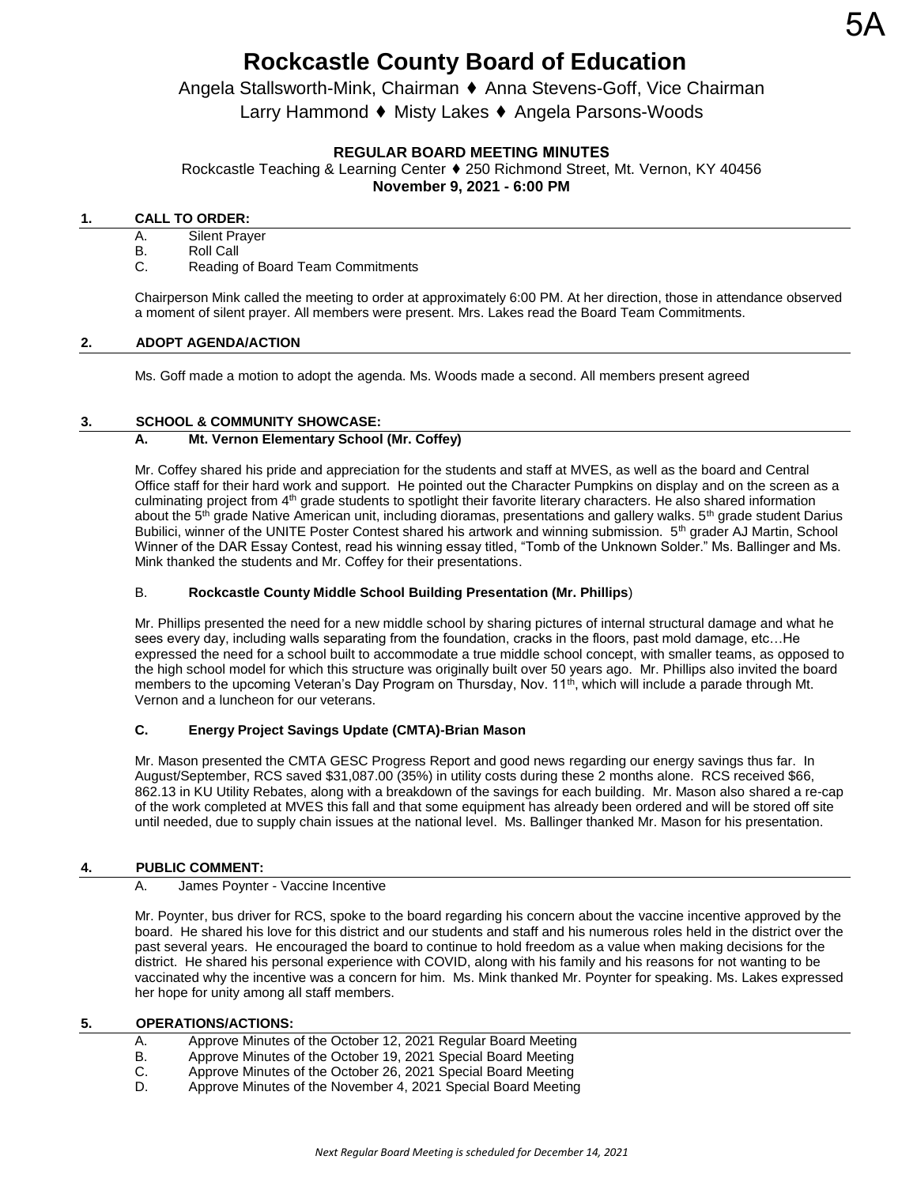# Rockcastle County Board of Education

Angela Stallsworth-Mink, Chairman ♦ Anna Stevens-Goff, Vice Chairman

Larry Hammond ♦ Misty Lakes ♦ Angela Parsons-Woods

**REGULAR BOARD MEETING MINUTES**

Rockcastle Teaching & Learning Center ♦ 250 Richmond Street, Mt. Vernon, KY 40456

**November 9, 2021 - 6:00 PM**

## 1. CALL TO ORDER:

A. Silent Prayer
B. Roll Call
C. Reading of Board Team Commitments

Chairperson Mink called the meeting to order at approximately 6:00 PM. At her direction, those in attendance observed a moment of silent prayer. All members were present. Mrs. Lakes read the Board Team Commitments.

## 2. ADOPT AGENDA/ACTION

Ms. Goff made a motion to adopt the agenda. Ms. Woods made a second. All members present agreed

## 3. SCHOOL & COMMUNITY SHOWCASE:

### A. Mt. Vernon Elementary School (Mr. Coffey)

Mr. Coffey shared his pride and appreciation for the students and staff at MVES, as well as the board and Central Office staff for their hard work and support. He pointed out the Character Pumpkins on display and on the screen as a culminating project from 4th grade students to spotlight their favorite literary characters. He also shared information about the 5th grade Native American unit, including dioramas, presentations and gallery walks. 5th grade student Darius Bubilici, winner of the UNITE Poster Contest shared his artwork and winning submission. 5th grader AJ Martin, School Winner of the DAR Essay Contest, read his winning essay titled, "Tomb of the Unknown Solder." Ms. Ballinger and Ms. Mink thanked the students and Mr. Coffey for their presentations.

### B. Rockcastle County Middle School Building Presentation (Mr. Phillips)

Mr. Phillips presented the need for a new middle school by sharing pictures of internal structural damage and what he sees every day, including walls separating from the foundation, cracks in the floors, past mold damage, etc…He expressed the need for a school built to accommodate a true middle school concept, with smaller teams, as opposed to the high school model for which this structure was originally built over 50 years ago. Mr. Phillips also invited the board members to the upcoming Veteran's Day Program on Thursday, Nov. 11th, which will include a parade through Mt. Vernon and a luncheon for our veterans.

### C. Energy Project Savings Update (CMTA)-Brian Mason

Mr. Mason presented the CMTA GESC Progress Report and good news regarding our energy savings thus far. In August/September, RCS saved $31,087.00 (35%) in utility costs during these 2 months alone. RCS received $66, 862.13 in KU Utility Rebates, along with a breakdown of the savings for each building. Mr. Mason also shared a re-cap of the work completed at MVES this fall and that some equipment has already been ordered and will be stored off site until needed, due to supply chain issues at the national level. Ms. Ballinger thanked Mr. Mason for his presentation.

## 4. PUBLIC COMMENT:

A. James Poynter - Vaccine Incentive

Mr. Poynter, bus driver for RCS, spoke to the board regarding his concern about the vaccine incentive approved by the board. He shared his love for this district and our students and staff and his numerous roles held in the district over the past several years. He encouraged the board to continue to hold freedom as a value when making decisions for the district. He shared his personal experience with COVID, along with his family and his reasons for not wanting to be vaccinated why the incentive was a concern for him. Ms. Mink thanked Mr. Poynter for speaking. Ms. Lakes expressed her hope for unity among all staff members.

## 5. OPERATIONS/ACTIONS:

A. Approve Minutes of the October 12, 2021 Regular Board Meeting
B. Approve Minutes of the October 19, 2021 Special Board Meeting
C. Approve Minutes of the October 26, 2021 Special Board Meeting
D. Approve Minutes of the November 4, 2021 Special Board Meeting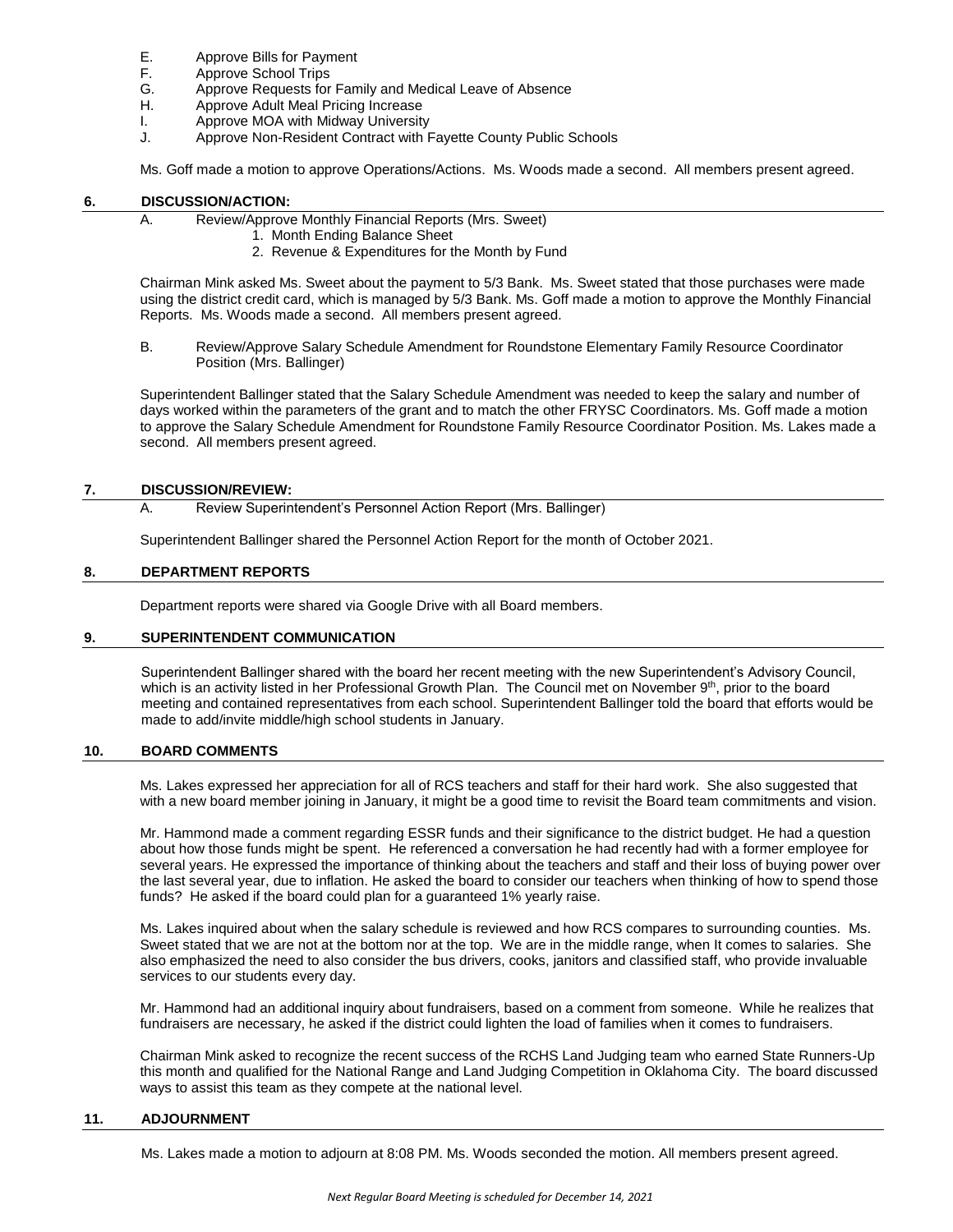E. Approve Bills for Payment
F. Approve School Trips
G. Approve Requests for Family and Medical Leave of Absence
H. Approve Adult Meal Pricing Increase
I. Approve MOA with Midway University
J. Approve Non-Resident Contract with Fayette County Public Schools

Ms. Goff made a motion to approve Operations/Actions. Ms. Woods made a second. All members present agreed.

## 6. DISCUSSION/ACTION:

A. Review/Approve Monthly Financial Reports (Mrs. Sweet)
   1. Month Ending Balance Sheet
   2. Revenue & Expenditures for the Month by Fund

Chairman Mink asked Ms. Sweet about the payment to 5/3 Bank. Ms. Sweet stated that those purchases were made using the district credit card, which is managed by 5/3 Bank. Ms. Goff made a motion to approve the Monthly Financial Reports. Ms. Woods made a second. All members present agreed.

B. Review/Approve Salary Schedule Amendment for Roundstone Elementary Family Resource Coordinator Position (Mrs. Ballinger)

Superintendent Ballinger stated that the Salary Schedule Amendment was needed to keep the salary and number of days worked within the parameters of the grant and to match the other FRYSC Coordinators. Ms. Goff made a motion to approve the Salary Schedule Amendment for Roundstone Family Resource Coordinator Position. Ms. Lakes made a second. All members present agreed.

## 7. DISCUSSION/REVIEW:

A. Review Superintendent's Personnel Action Report (Mrs. Ballinger)

Superintendent Ballinger shared the Personnel Action Report for the month of October 2021.

## 8. DEPARTMENT REPORTS

Department reports were shared via Google Drive with all Board members.

## 9. SUPERINTENDENT COMMUNICATION

Superintendent Ballinger shared with the board her recent meeting with the new Superintendent's Advisory Council, which is an activity listed in her Professional Growth Plan. The Council met on November 9th, prior to the board meeting and contained representatives from each school. Superintendent Ballinger told the board that efforts would be made to add/invite middle/high school students in January.

## 10. BOARD COMMENTS

Ms. Lakes expressed her appreciation for all of RCS teachers and staff for their hard work. She also suggested that with a new board member joining in January, it might be a good time to revisit the Board team commitments and vision.

Mr. Hammond made a comment regarding ESSR funds and their significance to the district budget. He had a question about how those funds might be spent. He referenced a conversation he had recently had with a former employee for several years. He expressed the importance of thinking about the teachers and staff and their loss of buying power over the last several year, due to inflation. He asked the board to consider our teachers when thinking of how to spend those funds? He asked if the board could plan for a guaranteed 1% yearly raise.

Ms. Lakes inquired about when the salary schedule is reviewed and how RCS compares to surrounding counties. Ms. Sweet stated that we are not at the bottom nor at the top. We are in the middle range, when It comes to salaries. She also emphasized the need to also consider the bus drivers, cooks, janitors and classified staff, who provide invaluable services to our students every day.

Mr. Hammond had an additional inquiry about fundraisers, based on a comment from someone. While he realizes that fundraisers are necessary, he asked if the district could lighten the load of families when it comes to fundraisers.

Chairman Mink asked to recognize the recent success of the RCHS Land Judging team who earned State Runners-Up this month and qualified for the National Range and Land Judging Competition in Oklahoma City. The board discussed ways to assist this team as they compete at the national level.

## 11. ADJOURNMENT

Ms. Lakes made a motion to adjourn at 8:08 PM. Ms. Woods seconded the motion. All members present agreed.

*Next Regular Board Meeting is scheduled for December 14, 2021*